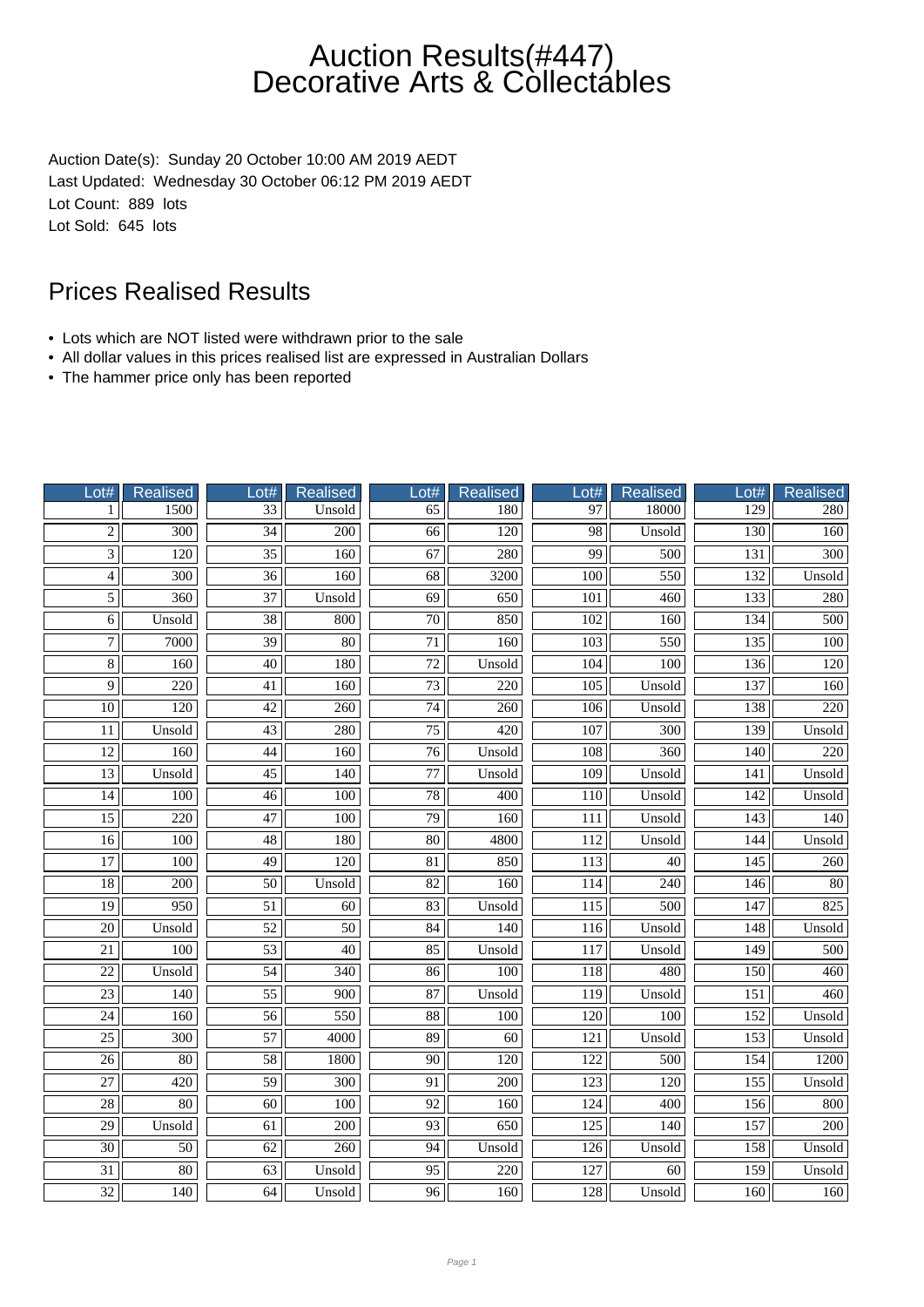# Auction Results(#447)
# Decorative Arts & Collectables

Auction Date(s): Sunday 20 October 10:00 AM 2019 AEDT
Last Updated: Wednesday 30 October 06:12 PM 2019 AEDT
Lot Count: 889 lots
Lot Sold: 645 lots

## Prices Realised Results

- Lots which are NOT listed were withdrawn prior to the sale
- All dollar values in this prices realised list are expressed in Australian Dollars
- The hammer price only has been reported

| Lot# | Realised | Lot# | Realised | Lot# | Realised | Lot# | Realised | Lot# | Realised |
|---|---|---|---|---|---|---|---|---|---|
| 1 | 1500 | 33 | Unsold | 65 | 180 | 97 | 18000 | 129 | 280 |
| 2 | 300 | 34 | 200 | 66 | 120 | 98 | Unsold | 130 | 160 |
| 3 | 120 | 35 | 160 | 67 | 280 | 99 | 500 | 131 | 300 |
| 4 | 300 | 36 | 160 | 68 | 3200 | 100 | 550 | 132 | Unsold |
| 5 | 360 | 37 | Unsold | 69 | 650 | 101 | 460 | 133 | 280 |
| 6 | Unsold | 38 | 800 | 70 | 850 | 102 | 160 | 134 | 500 |
| 7 | 7000 | 39 | 80 | 71 | 160 | 103 | 550 | 135 | 100 |
| 8 | 160 | 40 | 180 | 72 | Unsold | 104 | 100 | 136 | 120 |
| 9 | 220 | 41 | 160 | 73 | 220 | 105 | Unsold | 137 | 160 |
| 10 | 120 | 42 | 260 | 74 | 260 | 106 | Unsold | 138 | 220 |
| 11 | Unsold | 43 | 280 | 75 | 420 | 107 | 300 | 139 | Unsold |
| 12 | 160 | 44 | 160 | 76 | Unsold | 108 | 360 | 140 | 220 |
| 13 | Unsold | 45 | 140 | 77 | Unsold | 109 | Unsold | 141 | Unsold |
| 14 | 100 | 46 | 100 | 78 | 400 | 110 | Unsold | 142 | Unsold |
| 15 | 220 | 47 | 100 | 79 | 160 | 111 | Unsold | 143 | 140 |
| 16 | 100 | 48 | 180 | 80 | 4800 | 112 | Unsold | 144 | Unsold |
| 17 | 100 | 49 | 120 | 81 | 850 | 113 | 40 | 145 | 260 |
| 18 | 200 | 50 | Unsold | 82 | 160 | 114 | 240 | 146 | 80 |
| 19 | 950 | 51 | 60 | 83 | Unsold | 115 | 500 | 147 | 825 |
| 20 | Unsold | 52 | 50 | 84 | 140 | 116 | Unsold | 148 | Unsold |
| 21 | 100 | 53 | 40 | 85 | Unsold | 117 | Unsold | 149 | 500 |
| 22 | Unsold | 54 | 340 | 86 | 100 | 118 | 480 | 150 | 460 |
| 23 | 140 | 55 | 900 | 87 | Unsold | 119 | Unsold | 151 | 460 |
| 24 | 160 | 56 | 550 | 88 | 100 | 120 | 100 | 152 | Unsold |
| 25 | 300 | 57 | 4000 | 89 | 60 | 121 | Unsold | 153 | Unsold |
| 26 | 80 | 58 | 1800 | 90 | 120 | 122 | 500 | 154 | 1200 |
| 27 | 420 | 59 | 300 | 91 | 200 | 123 | 120 | 155 | Unsold |
| 28 | 80 | 60 | 100 | 92 | 160 | 124 | 400 | 156 | 800 |
| 29 | Unsold | 61 | 200 | 93 | 650 | 125 | 140 | 157 | 200 |
| 30 | 50 | 62 | 260 | 94 | Unsold | 126 | Unsold | 158 | Unsold |
| 31 | 80 | 63 | Unsold | 95 | 220 | 127 | 60 | 159 | Unsold |
| 32 | 140 | 64 | Unsold | 96 | 160 | 128 | Unsold | 160 | 160 |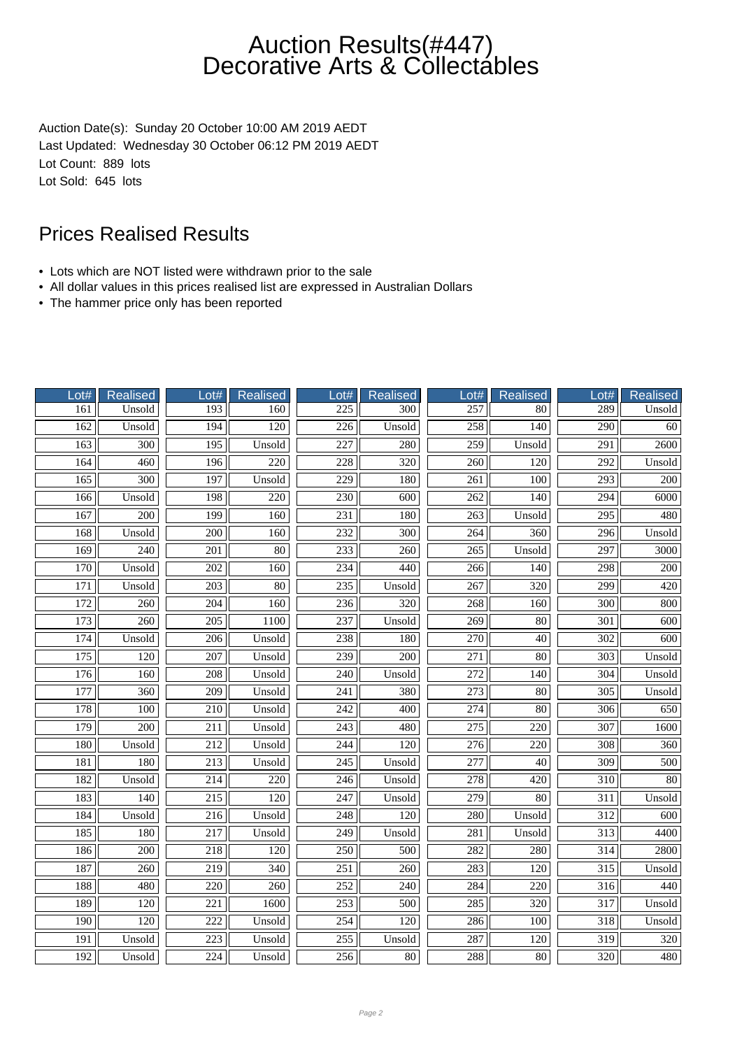# Auction Results(#447)
# Decorative Arts & Collectables

Auction Date(s): Sunday 20 October 10:00 AM 2019 AEDT
Last Updated: Wednesday 30 October 06:12 PM 2019 AEDT
Lot Count: 889 lots
Lot Sold: 645 lots

## Prices Realised Results

- Lots which are NOT listed were withdrawn prior to the sale
- All dollar values in this prices realised list are expressed in Australian Dollars
- The hammer price only has been reported

| Lot# | Realised | Lot# | Realised | Lot# | Realised | Lot# | Realised | Lot# | Realised |
|---|---|---|---|---|---|---|---|---|---|
| 161 | Unsold | 193 | 160 | 225 | 300 | 257 | 80 | 289 | Unsold |
| 162 | Unsold | 194 | 120 | 226 | Unsold | 258 | 140 | 290 | 60 |
| 163 | 300 | 195 | Unsold | 227 | 280 | 259 | Unsold | 291 | 2600 |
| 164 | 460 | 196 | 220 | 228 | 320 | 260 | 120 | 292 | Unsold |
| 165 | 300 | 197 | Unsold | 229 | 180 | 261 | 100 | 293 | 200 |
| 166 | Unsold | 198 | 220 | 230 | 600 | 262 | 140 | 294 | 6000 |
| 167 | 200 | 199 | 160 | 231 | 180 | 263 | Unsold | 295 | 480 |
| 168 | Unsold | 200 | 160 | 232 | 300 | 264 | 360 | 296 | Unsold |
| 169 | 240 | 201 | 80 | 233 | 260 | 265 | Unsold | 297 | 3000 |
| 170 | Unsold | 202 | 160 | 234 | 440 | 266 | 140 | 298 | 200 |
| 171 | Unsold | 203 | 80 | 235 | Unsold | 267 | 320 | 299 | 420 |
| 172 | 260 | 204 | 160 | 236 | 320 | 268 | 160 | 300 | 800 |
| 173 | 260 | 205 | 1100 | 237 | Unsold | 269 | 80 | 301 | 600 |
| 174 | Unsold | 206 | Unsold | 238 | 180 | 270 | 40 | 302 | 600 |
| 175 | 120 | 207 | Unsold | 239 | 200 | 271 | 80 | 303 | Unsold |
| 176 | 160 | 208 | Unsold | 240 | Unsold | 272 | 140 | 304 | Unsold |
| 177 | 360 | 209 | Unsold | 241 | 380 | 273 | 80 | 305 | Unsold |
| 178 | 100 | 210 | Unsold | 242 | 400 | 274 | 80 | 306 | 650 |
| 179 | 200 | 211 | Unsold | 243 | 480 | 275 | 220 | 307 | 1600 |
| 180 | Unsold | 212 | Unsold | 244 | 120 | 276 | 220 | 308 | 360 |
| 181 | 180 | 213 | Unsold | 245 | Unsold | 277 | 40 | 309 | 500 |
| 182 | Unsold | 214 | 220 | 246 | Unsold | 278 | 420 | 310 | 80 |
| 183 | 140 | 215 | 120 | 247 | Unsold | 279 | 80 | 311 | Unsold |
| 184 | Unsold | 216 | Unsold | 248 | 120 | 280 | Unsold | 312 | 600 |
| 185 | 180 | 217 | Unsold | 249 | Unsold | 281 | Unsold | 313 | 4400 |
| 186 | 200 | 218 | 120 | 250 | 500 | 282 | 280 | 314 | 2800 |
| 187 | 260 | 219 | 340 | 251 | 260 | 283 | 120 | 315 | Unsold |
| 188 | 480 | 220 | 260 | 252 | 240 | 284 | 220 | 316 | 440 |
| 189 | 120 | 221 | 1600 | 253 | 500 | 285 | 320 | 317 | Unsold |
| 190 | 120 | 222 | Unsold | 254 | 120 | 286 | 100 | 318 | Unsold |
| 191 | Unsold | 223 | Unsold | 255 | Unsold | 287 | 120 | 319 | 320 |
| 192 | Unsold | 224 | Unsold | 256 | 80 | 288 | 80 | 320 | 480 |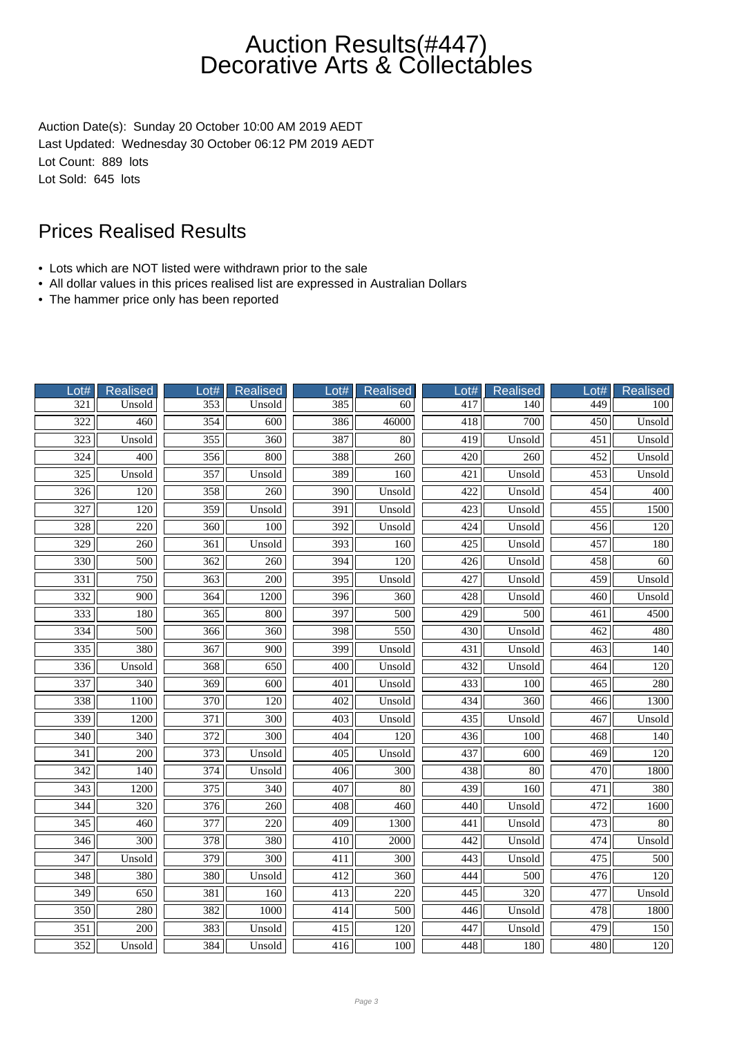# Auction Results(#447)
# Decorative Arts & Collectables

Auction Date(s): Sunday 20 October 10:00 AM 2019 AEDT
Last Updated: Wednesday 30 October 06:12 PM 2019 AEDT
Lot Count: 889 lots
Lot Sold: 645 lots

## Prices Realised Results

- Lots which are NOT listed were withdrawn prior to the sale
- All dollar values in this prices realised list are expressed in Australian Dollars
- The hammer price only has been reported

| Lot# | Realised | Lot# | Realised | Lot# | Realised | Lot# | Realised | Lot# | Realised |
|---|---|---|---|---|---|---|---|---|---|
| 321 | Unsold | 353 | Unsold | 385 | 60 | 417 | 140 | 449 | 100 |
| 322 | 460 | 354 | 600 | 386 | 46000 | 418 | 700 | 450 | Unsold |
| 323 | Unsold | 355 | 360 | 387 | 80 | 419 | Unsold | 451 | Unsold |
| 324 | 400 | 356 | 800 | 388 | 260 | 420 | 260 | 452 | Unsold |
| 325 | Unsold | 357 | Unsold | 389 | 160 | 421 | Unsold | 453 | Unsold |
| 326 | 120 | 358 | 260 | 390 | Unsold | 422 | Unsold | 454 | 400 |
| 327 | 120 | 359 | Unsold | 391 | Unsold | 423 | Unsold | 455 | 1500 |
| 328 | 220 | 360 | 100 | 392 | Unsold | 424 | Unsold | 456 | 120 |
| 329 | 260 | 361 | Unsold | 393 | 160 | 425 | Unsold | 457 | 180 |
| 330 | 500 | 362 | 260 | 394 | 120 | 426 | Unsold | 458 | 60 |
| 331 | 750 | 363 | 200 | 395 | Unsold | 427 | Unsold | 459 | Unsold |
| 332 | 900 | 364 | 1200 | 396 | 360 | 428 | Unsold | 460 | Unsold |
| 333 | 180 | 365 | 800 | 397 | 500 | 429 | 500 | 461 | 4500 |
| 334 | 500 | 366 | 360 | 398 | 550 | 430 | Unsold | 462 | 480 |
| 335 | 380 | 367 | 900 | 399 | Unsold | 431 | Unsold | 463 | 140 |
| 336 | Unsold | 368 | 650 | 400 | Unsold | 432 | Unsold | 464 | 120 |
| 337 | 340 | 369 | 600 | 401 | Unsold | 433 | 100 | 465 | 280 |
| 338 | 1100 | 370 | 120 | 402 | Unsold | 434 | 360 | 466 | 1300 |
| 339 | 1200 | 371 | 300 | 403 | Unsold | 435 | Unsold | 467 | Unsold |
| 340 | 340 | 372 | 300 | 404 | 120 | 436 | 100 | 468 | 140 |
| 341 | 200 | 373 | Unsold | 405 | Unsold | 437 | 600 | 469 | 120 |
| 342 | 140 | 374 | Unsold | 406 | 300 | 438 | 80 | 470 | 1800 |
| 343 | 1200 | 375 | 340 | 407 | 80 | 439 | 160 | 471 | 380 |
| 344 | 320 | 376 | 260 | 408 | 460 | 440 | Unsold | 472 | 1600 |
| 345 | 460 | 377 | 220 | 409 | 1300 | 441 | Unsold | 473 | 80 |
| 346 | 300 | 378 | 380 | 410 | 2000 | 442 | Unsold | 474 | Unsold |
| 347 | Unsold | 379 | 300 | 411 | 300 | 443 | Unsold | 475 | 500 |
| 348 | 380 | 380 | Unsold | 412 | 360 | 444 | 500 | 476 | 120 |
| 349 | 650 | 381 | 160 | 413 | 220 | 445 | 320 | 477 | Unsold |
| 350 | 280 | 382 | 1000 | 414 | 500 | 446 | Unsold | 478 | 1800 |
| 351 | 200 | 383 | Unsold | 415 | 120 | 447 | Unsold | 479 | 150 |
| 352 | Unsold | 384 | Unsold | 416 | 100 | 448 | 180 | 480 | 120 |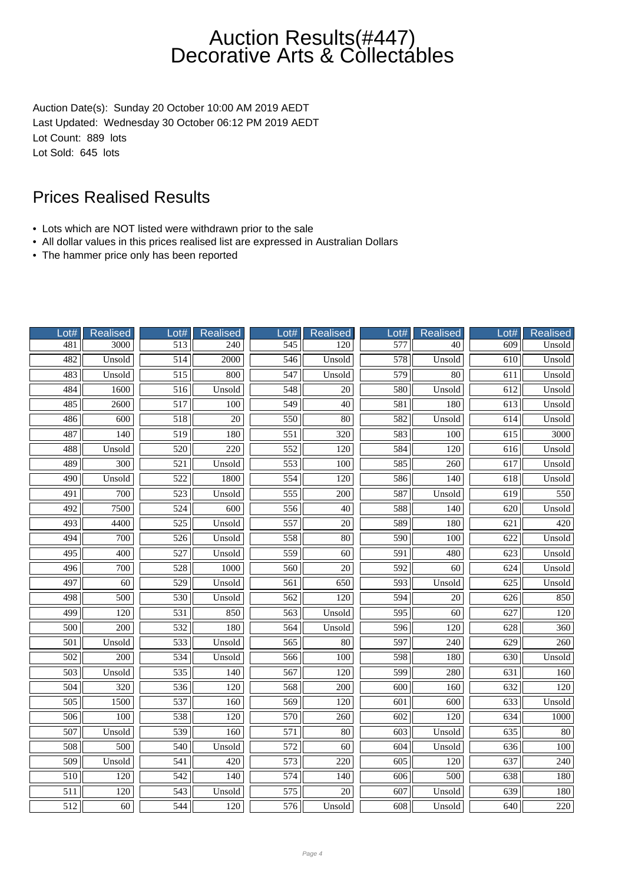# Auction Results(#447)
# Decorative Arts & Collectables

Auction Date(s): Sunday 20 October 10:00 AM 2019 AEDT
Last Updated: Wednesday 30 October 06:12 PM 2019 AEDT
Lot Count: 889 lots
Lot Sold: 645 lots

## Prices Realised Results

- Lots which are NOT listed were withdrawn prior to the sale
- All dollar values in this prices realised list are expressed in Australian Dollars
- The hammer price only has been reported

| Lot# | Realised | Lot# | Realised | Lot# | Realised | Lot# | Realised | Lot# | Realised |
|---|---|---|---|---|---|---|---|---|---|
| 481 | 3000 | 513 | 240 | 545 | 120 | 577 | 40 | 609 | Unsold |
| 482 | Unsold | 514 | 2000 | 546 | Unsold | 578 | Unsold | 610 | Unsold |
| 483 | Unsold | 515 | 800 | 547 | Unsold | 579 | 80 | 611 | Unsold |
| 484 | 1600 | 516 | Unsold | 548 | 20 | 580 | Unsold | 612 | Unsold |
| 485 | 2600 | 517 | 100 | 549 | 40 | 581 | 180 | 613 | Unsold |
| 486 | 600 | 518 | 20 | 550 | 80 | 582 | Unsold | 614 | Unsold |
| 487 | 140 | 519 | 180 | 551 | 320 | 583 | 100 | 615 | 3000 |
| 488 | Unsold | 520 | 220 | 552 | 120 | 584 | 120 | 616 | Unsold |
| 489 | 300 | 521 | Unsold | 553 | 100 | 585 | 260 | 617 | Unsold |
| 490 | Unsold | 522 | 1800 | 554 | 120 | 586 | 140 | 618 | Unsold |
| 491 | 700 | 523 | Unsold | 555 | 200 | 587 | Unsold | 619 | 550 |
| 492 | 7500 | 524 | 600 | 556 | 40 | 588 | 140 | 620 | Unsold |
| 493 | 4400 | 525 | Unsold | 557 | 20 | 589 | 180 | 621 | 420 |
| 494 | 700 | 526 | Unsold | 558 | 80 | 590 | 100 | 622 | Unsold |
| 495 | 400 | 527 | Unsold | 559 | 60 | 591 | 480 | 623 | Unsold |
| 496 | 700 | 528 | 1000 | 560 | 20 | 592 | 60 | 624 | Unsold |
| 497 | 60 | 529 | Unsold | 561 | 650 | 593 | Unsold | 625 | Unsold |
| 498 | 500 | 530 | Unsold | 562 | 120 | 594 | 20 | 626 | 850 |
| 499 | 120 | 531 | 850 | 563 | Unsold | 595 | 60 | 627 | 120 |
| 500 | 200 | 532 | 180 | 564 | Unsold | 596 | 120 | 628 | 360 |
| 501 | Unsold | 533 | Unsold | 565 | 80 | 597 | 240 | 629 | 260 |
| 502 | 200 | 534 | Unsold | 566 | 100 | 598 | 180 | 630 | Unsold |
| 503 | Unsold | 535 | 140 | 567 | 120 | 599 | 280 | 631 | 160 |
| 504 | 320 | 536 | 120 | 568 | 200 | 600 | 160 | 632 | 120 |
| 505 | 1500 | 537 | 160 | 569 | 120 | 601 | 600 | 633 | Unsold |
| 506 | 100 | 538 | 120 | 570 | 260 | 602 | 120 | 634 | 1000 |
| 507 | Unsold | 539 | 160 | 571 | 80 | 603 | Unsold | 635 | 80 |
| 508 | 500 | 540 | Unsold | 572 | 60 | 604 | Unsold | 636 | 100 |
| 509 | Unsold | 541 | 420 | 573 | 220 | 605 | 120 | 637 | 240 |
| 510 | 120 | 542 | 140 | 574 | 140 | 606 | 500 | 638 | 180 |
| 511 | 120 | 543 | Unsold | 575 | 20 | 607 | Unsold | 639 | 180 |
| 512 | 60 | 544 | 120 | 576 | Unsold | 608 | Unsold | 640 | 220 |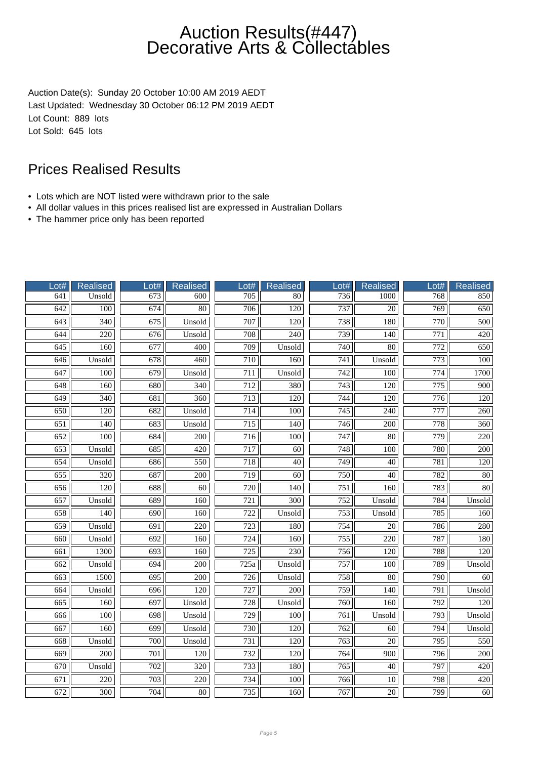# Auction Results(#447)
# Decorative Arts & Collectables

Auction Date(s): Sunday 20 October 10:00 AM 2019 AEDT
Last Updated: Wednesday 30 October 06:12 PM 2019 AEDT
Lot Count: 889 lots
Lot Sold: 645 lots

## Prices Realised Results

- Lots which are NOT listed were withdrawn prior to the sale
- All dollar values in this prices realised list are expressed in Australian Dollars
- The hammer price only has been reported

| Lot# | Realised | Lot# | Realised | Lot# | Realised | Lot# | Realised | Lot# | Realised |
|---|---|---|---|---|---|---|---|---|---|
| 641 | Unsold | 673 | 600 | 705 | 80 | 736 | 1000 | 768 | 850 |
| 642 | 100 | 674 | 80 | 706 | 120 | 737 | 20 | 769 | 650 |
| 643 | 340 | 675 | Unsold | 707 | 120 | 738 | 180 | 770 | 500 |
| 644 | 220 | 676 | Unsold | 708 | 240 | 739 | 140 | 771 | 420 |
| 645 | 160 | 677 | 400 | 709 | Unsold | 740 | 80 | 772 | 650 |
| 646 | Unsold | 678 | 460 | 710 | 160 | 741 | Unsold | 773 | 100 |
| 647 | 100 | 679 | Unsold | 711 | Unsold | 742 | 100 | 774 | 1700 |
| 648 | 160 | 680 | 340 | 712 | 380 | 743 | 120 | 775 | 900 |
| 649 | 340 | 681 | 360 | 713 | 120 | 744 | 120 | 776 | 120 |
| 650 | 120 | 682 | Unsold | 714 | 100 | 745 | 240 | 777 | 260 |
| 651 | 140 | 683 | Unsold | 715 | 140 | 746 | 200 | 778 | 360 |
| 652 | 100 | 684 | 200 | 716 | 100 | 747 | 80 | 779 | 220 |
| 653 | Unsold | 685 | 420 | 717 | 60 | 748 | 100 | 780 | 200 |
| 654 | Unsold | 686 | 550 | 718 | 40 | 749 | 40 | 781 | 120 |
| 655 | 320 | 687 | 200 | 719 | 60 | 750 | 40 | 782 | 80 |
| 656 | 120 | 688 | 60 | 720 | 140 | 751 | 160 | 783 | 80 |
| 657 | Unsold | 689 | 160 | 721 | 300 | 752 | Unsold | 784 | Unsold |
| 658 | 140 | 690 | 160 | 722 | Unsold | 753 | Unsold | 785 | 160 |
| 659 | Unsold | 691 | 220 | 723 | 180 | 754 | 20 | 786 | 280 |
| 660 | Unsold | 692 | 160 | 724 | 160 | 755 | 220 | 787 | 180 |
| 661 | 1300 | 693 | 160 | 725 | 230 | 756 | 120 | 788 | 120 |
| 662 | Unsold | 694 | 200 | 725a | Unsold | 757 | 100 | 789 | Unsold |
| 663 | 1500 | 695 | 200 | 726 | Unsold | 758 | 80 | 790 | 60 |
| 664 | Unsold | 696 | 120 | 727 | 200 | 759 | 140 | 791 | Unsold |
| 665 | 160 | 697 | Unsold | 728 | Unsold | 760 | 160 | 792 | 120 |
| 666 | 100 | 698 | Unsold | 729 | 100 | 761 | Unsold | 793 | Unsold |
| 667 | 160 | 699 | Unsold | 730 | 120 | 762 | 60 | 794 | Unsold |
| 668 | Unsold | 700 | Unsold | 731 | 120 | 763 | 20 | 795 | 550 |
| 669 | 200 | 701 | 120 | 732 | 120 | 764 | 900 | 796 | 200 |
| 670 | Unsold | 702 | 320 | 733 | 180 | 765 | 40 | 797 | 420 |
| 671 | 220 | 703 | 220 | 734 | 100 | 766 | 10 | 798 | 420 |
| 672 | 300 | 704 | 80 | 735 | 160 | 767 | 20 | 799 | 60 |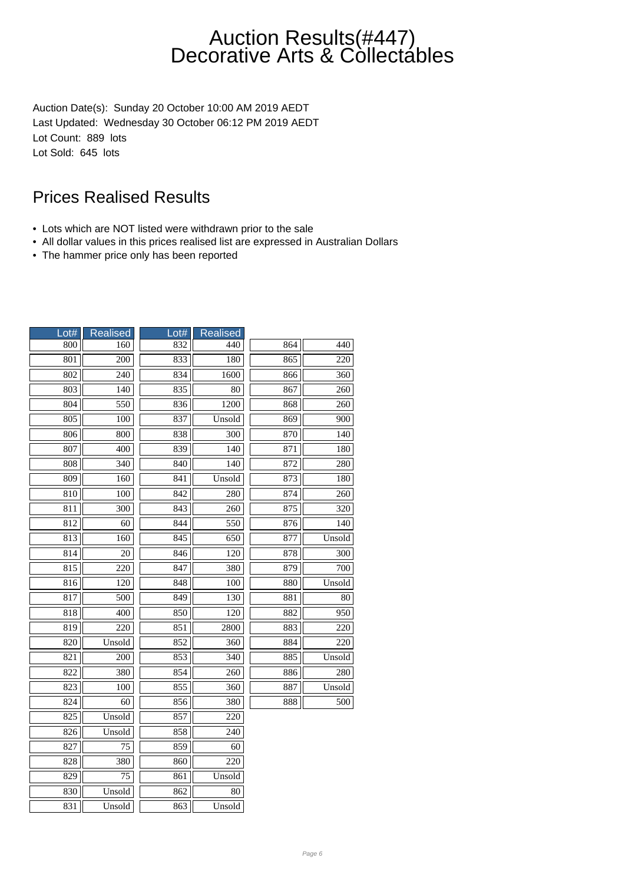# Auction Results(#447)
# Decorative Arts & Collectables

Auction Date(s): Sunday 20 October 10:00 AM 2019 AEDT
Last Updated: Wednesday 30 October 06:12 PM 2019 AEDT
Lot Count: 889 lots
Lot Sold: 645 lots

## Prices Realised Results

- Lots which are NOT listed were withdrawn prior to the sale
- All dollar values in this prices realised list are expressed in Australian Dollars
- The hammer price only has been reported

| Lot# | Realised | Lot# | Realised | Lot# | Realised |
|---|---|---|---|---|---|
| 800 | 160 | 832 | 440 | 864 | 440 |
| 801 | 200 | 833 | 180 | 865 | 220 |
| 802 | 240 | 834 | 1600 | 866 | 360 |
| 803 | 140 | 835 | 80 | 867 | 260 |
| 804 | 550 | 836 | 1200 | 868 | 260 |
| 805 | 100 | 837 | Unsold | 869 | 900 |
| 806 | 800 | 838 | 300 | 870 | 140 |
| 807 | 400 | 839 | 140 | 871 | 180 |
| 808 | 340 | 840 | 140 | 872 | 280 |
| 809 | 160 | 841 | Unsold | 873 | 180 |
| 810 | 100 | 842 | 280 | 874 | 260 |
| 811 | 300 | 843 | 260 | 875 | 320 |
| 812 | 60 | 844 | 550 | 876 | 140 |
| 813 | 160 | 845 | 650 | 877 | Unsold |
| 814 | 20 | 846 | 120 | 878 | 300 |
| 815 | 220 | 847 | 380 | 879 | 700 |
| 816 | 120 | 848 | 100 | 880 | Unsold |
| 817 | 500 | 849 | 130 | 881 | 80 |
| 818 | 400 | 850 | 120 | 882 | 950 |
| 819 | 220 | 851 | 2800 | 883 | 220 |
| 820 | Unsold | 852 | 360 | 884 | 220 |
| 821 | 200 | 853 | 340 | 885 | Unsold |
| 822 | 380 | 854 | 260 | 886 | 280 |
| 823 | 100 | 855 | 360 | 887 | Unsold |
| 824 | 60 | 856 | 380 | 888 | 500 |
| 825 | Unsold | 857 | 220 | | |
| 826 | Unsold | 858 | 240 | | |
| 827 | 75 | 859 | 60 | | |
| 828 | 380 | 860 | 220 | | |
| 829 | 75 | 861 | Unsold | | |
| 830 | Unsold | 862 | 80 | | |
| 831 | Unsold | 863 | Unsold | | |